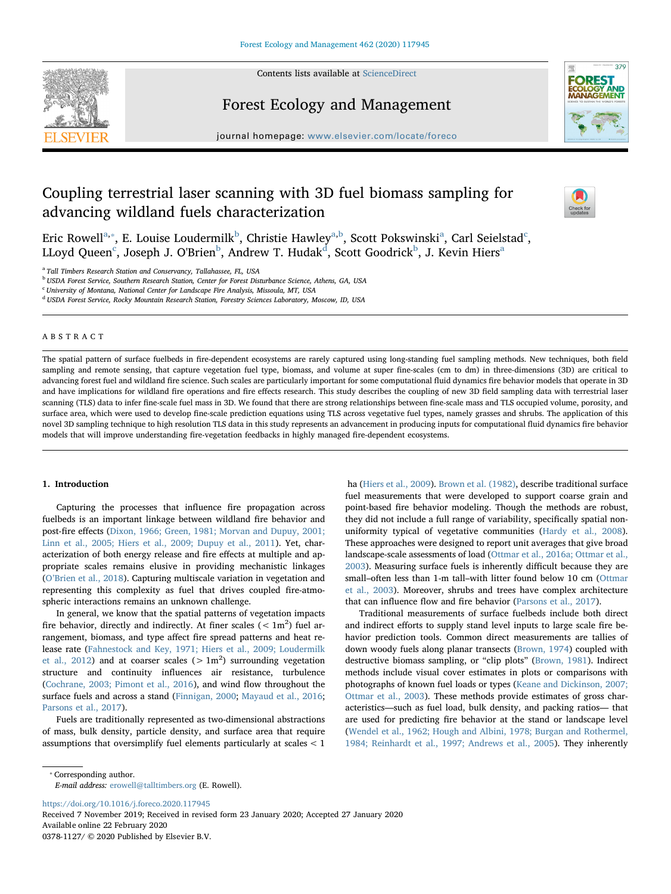# Coupling terrestrial laser scanning with 3D fuel biomass sampling for advancing wildland fuels characterization

Eric Rowell[a,*], E. Louise Loudermilk[b], Christie Hawley[a,b], Scott Pokswinski[a], Carl Seielstad[c], LLoyd Queen[c], Joseph J. O'Brien[b], Andrew T. Hudak[d], Scott Goodrick[b], J. Kevin Hiers[a]

[a] Tall Timbers Research Station and Conservancy, Tallahassee, FL, USA
[b] USDA Forest Service, Southern Research Station, Center for Forest Disturbance Science, Athens, GA, USA
[c] University of Montana, National Center for Landscape Fire Analysis, Missoula, MT, USA
[d] USDA Forest Service, Rocky Mountain Research Station, Forestry Sciences Laboratory, Moscow, ID, USA

## ABSTRACT

The spatial pattern of surface fuelbeds in fire-dependent ecosystems are rarely captured using long-standing fuel sampling methods. New techniques, both field sampling and remote sensing, that capture vegetation fuel type, biomass, and volume at super fine-scales (cm to dm) in three-dimensions (3D) are critical to advancing forest fuel and wildland fire science. Such scales are particularly important for some computational fluid dynamics fire behavior models that operate in 3D and have implications for wildland fire operations and fire effects research. This study describes the coupling of new 3D field sampling data with terrestrial laser scanning (TLS) data to infer fine-scale fuel mass in 3D. We found that there are strong relationships between fine-scale mass and TLS occupied volume, porosity, and surface area, which were used to develop fine-scale prediction equations using TLS across vegetative fuel types, namely grasses and shrubs. The application of this novel 3D sampling technique to high resolution TLS data in this study represents an advancement in producing inputs for computational fluid dynamics fire behavior models that will improve understanding fire-vegetation feedbacks in highly managed fire-dependent ecosystems.

## 1. Introduction

Capturing the processes that influence fire propagation across fuelbeds is an important linkage between wildland fire behavior and post-fire effects (Dixon, 1966; Green, 1981; Morvan and Dupuy, 2001; Linn et al., 2005; Hiers et al., 2009; Dupuy et al., 2011). Yet, characterization of both energy release and fire effects at multiple and appropriate scales remains elusive in providing mechanistic linkages (O'Brien et al., 2018). Capturing multiscale variation in vegetation and representing this complexity as fuel that drives coupled fire-atmospheric interactions remains an unknown challenge.

In general, we know that the spatial patterns of vegetation impacts fire behavior, directly and indirectly. At finer scales ($< 1\text{m}^2$) fuel arrangement, biomass, and type affect fire spread patterns and heat release rate (Fahnestock and Key, 1971; Hiers et al., 2009; Loudermilk et al., 2012) and at coarser scales ($> 1\text{m}^2$) surrounding vegetation structure and continuity influences air resistance, turbulence (Cochrane, 2003; Pimont et al., 2016), and wind flow throughout the surface fuels and across a stand (Finnigan, 2000; Mayaud et al., 2016; Parsons et al., 2017).

Fuels are traditionally represented as two-dimensional abstractions of mass, bulk density, particle density, and surface area that require assumptions that oversimplify fuel elements particularly at scales < 1 ha (Hiers et al., 2009). Brown et al. (1982), describe traditional surface fuel measurements that were developed to support coarse grain and point-based fire behavior modeling. Though the methods are robust, they did not include a full range of variability, specifically spatial non-uniformity typical of vegetative communities (Hardy et al., 2008). These approaches were designed to report unit averages that give broad landscape-scale assessments of load (Ottmar et al., 2016a; Ottmar et al., 2003). Measuring surface fuels is inherently difficult because they are small–often less than 1-m tall–with litter found below 10 cm (Ottmar et al., 2003). Moreover, shrubs and trees have complex architecture that can influence flow and fire behavior (Parsons et al., 2017).

Traditional measurements of surface fuelbeds include both direct and indirect efforts to supply stand level inputs to large scale fire behavior prediction tools. Common direct measurements are tallies of down woody fuels along planar transects (Brown, 1974) coupled with destructive biomass sampling, or "clip plots" (Brown, 1981). Indirect methods include visual cover estimates in plots or comparisons with photographs of known fuel loads or types (Keane and Dickinson, 2007; Ottmar et al., 2003). These methods provide estimates of gross characteristics—such as fuel load, bulk density, and packing ratios— that are used for predicting fire behavior at the stand or landscape level (Wendel et al., 1962; Hough and Albini, 1978; Burgan and Rothermel, 1984; Reinhardt et al., 1997; Andrews et al., 2005). They inherently

* Corresponding author.
E-mail address: erowell@talltimbers.org (E. Rowell).

https://doi.org/10.1016/j.foreco.2020.117945
Received 7 November 2019; Received in revised form 23 January 2020; Accepted 27 January 2020
Available online 22 February 2020
0378-1127/ © 2020 Published by Elsevier B.V.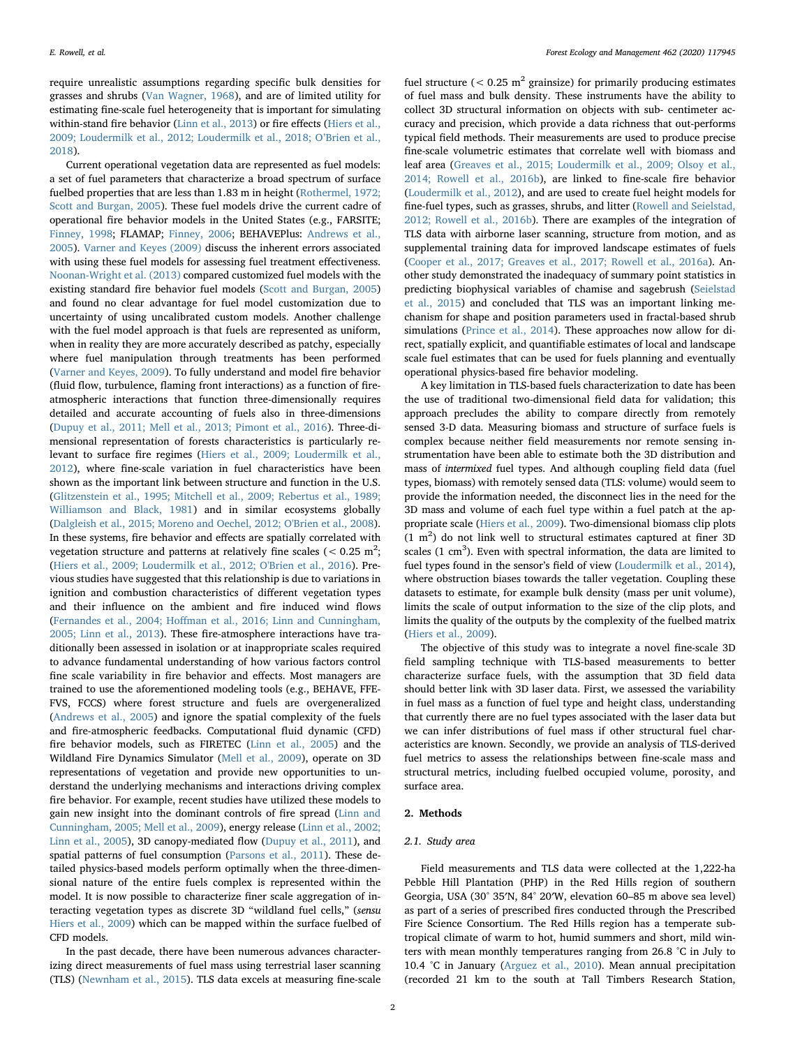require unrealistic assumptions regarding specific bulk densities for grasses and shrubs (Van Wagner, 1968), and are of limited utility for estimating fine-scale fuel heterogeneity that is important for simulating within-stand fire behavior (Linn et al., 2013) or fire effects (Hiers et al., 2009; Loudermilk et al., 2012; Loudermilk et al., 2018; O'Brien et al., 2018).

Current operational vegetation data are represented as fuel models: a set of fuel parameters that characterize a broad spectrum of surface fuelbed properties that are less than 1.83 m in height (Rothermel, 1972; Scott and Burgan, 2005). These fuel models drive the current cadre of operational fire behavior models in the United States (e.g., FARSITE; Finney, 1998; FLAMAP; Finney, 2006; BEHAVEPlus: Andrews et al., 2005). Varner and Keyes (2009) discuss the inherent errors associated with using these fuel models for assessing fuel treatment effectiveness. Noonan-Wright et al. (2013) compared customized fuel models with the existing standard fire behavior fuel models (Scott and Burgan, 2005) and found no clear advantage for fuel model customization due to uncertainty of using uncalibrated custom models. Another challenge with the fuel model approach is that fuels are represented as uniform, when in reality they are more accurately described as patchy, especially where fuel manipulation through treatments has been performed (Varner and Keyes, 2009). To fully understand and model fire behavior (fluid flow, turbulence, flaming front interactions) as a function of fire-atmospheric interactions that function three-dimensionally requires detailed and accurate accounting of fuels also in three-dimensions (Dupuy et al., 2011; Mell et al., 2013; Pimont et al., 2016). Three-dimensional representation of forests characteristics is particularly relevant to surface fire regimes (Hiers et al., 2009; Loudermilk et al., 2012), where fine-scale variation in fuel characteristics have been shown as the important link between structure and function in the U.S. (Glitzenstein et al., 1995; Mitchell et al., 2009; Rebertus et al., 1989; Williamson and Black, 1981) and in similar ecosystems globally (Dalgleish et al., 2015; Moreno and Oechel, 2012; O'Brien et al., 2008). In these systems, fire behavior and effects are spatially correlated with vegetation structure and patterns at relatively fine scales (< 0.25 m$^2$; (Hiers et al., 2009; Loudermilk et al., 2012; O'Brien et al., 2016). Previous studies have suggested that this relationship is due to variations in ignition and combustion characteristics of different vegetation types and their influence on the ambient and fire induced wind flows (Fernandes et al., 2004; Hoffman et al., 2016; Linn and Cunningham, 2005; Linn et al., 2013). These fire-atmosphere interactions have traditionally been assessed in isolation or at inappropriate scales required to advance fundamental understanding of how various factors control fine scale variability in fire behavior and effects. Most managers are trained to use the aforementioned modeling tools (e.g., BEHAVE, FFE-FVS, FCCS) where forest structure and fuels are overgeneralized (Andrews et al., 2005) and ignore the spatial complexity of the fuels and fire-atmospheric feedbacks. Computational fluid dynamic (CFD) fire behavior models, such as FIRETEC (Linn et al., 2005) and the Wildland Fire Dynamics Simulator (Mell et al., 2009), operate on 3D representations of vegetation and provide new opportunities to understand the underlying mechanisms and interactions driving complex fire behavior. For example, recent studies have utilized these models to gain new insight into the dominant controls of fire spread (Linn and Cunningham, 2005; Mell et al., 2009), energy release (Linn et al., 2002; Linn et al., 2005), 3D canopy-mediated flow (Dupuy et al., 2011), and spatial patterns of fuel consumption (Parsons et al., 2011). These detailed physics-based models perform optimally when the three-dimensional nature of the entire fuels complex is represented within the model. It is now possible to characterize finer scale aggregation of interacting vegetation types as discrete 3D "wildland fuel cells," (*sensu* Hiers et al., 2009) which can be mapped within the surface fuelbed of CFD models.

In the past decade, there have been numerous advances characterizing direct measurements of fuel mass using terrestrial laser scanning (TLS) (Newnham et al., 2015). TLS data excels at measuring fine-scale fuel structure (< 0.25 m$^2$ grainsize) for primarily producing estimates of fuel mass and bulk density. These instruments have the ability to collect 3D structural information on objects with sub- centimeter accuracy and precision, which provide a data richness that out-performs typical field methods. Their measurements are used to produce precise fine-scale volumetric estimates that correlate well with biomass and leaf area (Greaves et al., 2015; Loudermilk et al., 2009; Olsoy et al., 2014; Rowell et al., 2016b), are linked to fine-scale fire behavior (Loudermilk et al., 2012), and are used to create fuel height models for fine-fuel types, such as grasses, shrubs, and litter (Rowell and Seielstad, 2012; Rowell et al., 2016b). There are examples of the integration of TLS data with airborne laser scanning, structure from motion, and as supplemental training data for improved landscape estimates of fuels (Cooper et al., 2017; Greaves et al., 2017; Rowell et al., 2016a). Another study demonstrated the inadequacy of summary point statistics in predicting biophysical variables of chamise and sagebrush (Seielstad et al., 2015) and concluded that TLS was an important linking mechanism for shape and position parameters used in fractal-based shrub simulations (Prince et al., 2014). These approaches now allow for direct, spatially explicit, and quantifiable estimates of local and landscape scale fuel estimates that can be used for fuels planning and eventually operational physics-based fire behavior modeling.

A key limitation in TLS-based fuels characterization to date has been the use of traditional two-dimensional field data for validation; this approach precludes the ability to compare directly from remotely sensed 3-D data. Measuring biomass and structure of surface fuels is complex because neither field measurements nor remote sensing instrumentation have been able to estimate both the 3D distribution and mass of *intermixed* fuel types. And although coupling field data (fuel types, biomass) with remotely sensed data (TLS: volume) would seem to provide the information needed, the disconnect lies in the need for the 3D mass and volume of each fuel type within a fuel patch at the appropriate scale (Hiers et al., 2009). Two-dimensional biomass clip plots (1 m$^2$) do not link well to structural estimates captured at finer 3D scales (1 cm$^3$). Even with spectral information, the data are limited to fuel types found in the sensor's field of view (Loudermilk et al., 2014), where obstruction biases towards the taller vegetation. Coupling these datasets to estimate, for example bulk density (mass per unit volume), limits the scale of output information to the size of the clip plots, and limits the quality of the outputs by the complexity of the fuelbed matrix (Hiers et al., 2009).

The objective of this study was to integrate a novel fine-scale 3D field sampling technique with TLS-based measurements to better characterize surface fuels, with the assumption that 3D field data should better link with 3D laser data. First, we assessed the variability in fuel mass as a function of fuel type and height class, understanding that currently there are no fuel types associated with the laser data but we can infer distributions of fuel mass if other structural fuel characteristics are known. Secondly, we provide an analysis of TLS-derived fuel metrics to assess the relationships between fine-scale mass and structural metrics, including fuelbed occupied volume, porosity, and surface area.

## 2. Methods

### 2.1. Study area

Field measurements and TLS data were collected at the 1,222-ha Pebble Hill Plantation (PHP) in the Red Hills region of southern Georgia, USA (30° 35′N, 84° 20′W, elevation 60–85 m above sea level) as part of a series of prescribed fires conducted through the Prescribed Fire Science Consortium. The Red Hills region has a temperate subtropical climate of warm to hot, humid summers and short, mild winters with mean monthly temperatures ranging from 26.8 °C in July to 10.4 °C in January (Arguez et al., 2010). Mean annual precipitation (recorded 21 km to the south at Tall Timbers Research Station,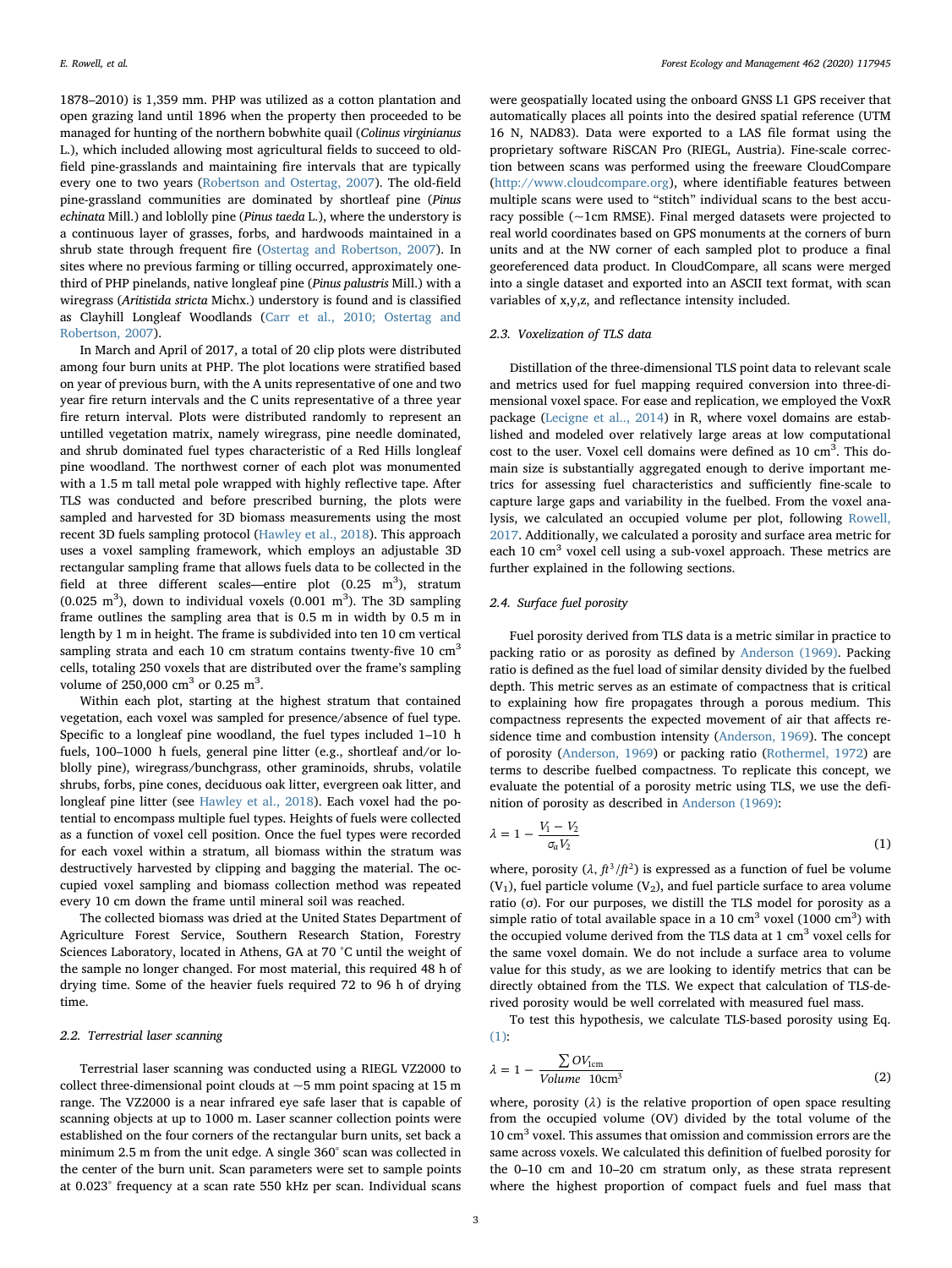1878–2010) is 1,359 mm. PHP was utilized as a cotton plantation and open grazing land until 1896 when the property then proceeded to be managed for hunting of the northern bobwhite quail (*Colinus virginianus* L.), which included allowing most agricultural fields to succeed to old-field pine-grasslands and maintaining fire intervals that are typically every one to two years (Robertson and Ostertag, 2007). The old-field pine-grassland communities are dominated by shortleaf pine (*Pinus echinata* Mill.) and loblolly pine (*Pinus taeda* L.), where the understory is a continuous layer of grasses, forbs, and hardwoods maintained in a shrub state through frequent fire (Ostertag and Robertson, 2007). In sites where no previous farming or tilling occurred, approximately one-third of PHP pinelands, native longleaf pine (*Pinus palustris* Mill.) with a wiregrass (*Aritistida stricta* Michx.) understory is found and is classified as Clayhill Longleaf Woodlands (Carr et al., 2010; Ostertag and Robertson, 2007).

In March and April of 2017, a total of 20 clip plots were distributed among four burn units at PHP. The plot locations were stratified based on year of previous burn, with the A units representative of one and two year fire return intervals and the C units representative of a three year fire return interval. Plots were distributed randomly to represent an untilled vegetation matrix, namely wiregrass, pine needle dominated, and shrub dominated fuel types characteristic of a Red Hills longleaf pine woodland. The northwest corner of each plot was monumented with a 1.5 m tall metal pole wrapped with highly reflective tape. After TLS was conducted and before prescribed burning, the plots were sampled and harvested for 3D biomass measurements using the most recent 3D fuels sampling protocol (Hawley et al., 2018). This approach uses a voxel sampling framework, which employs an adjustable 3D rectangular sampling frame that allows fuels data to be collected in the field at three different scales—entire plot (0.25 $m^3$), stratum (0.025 $m^3$), down to individual voxels (0.001 $m^3$). The 3D sampling frame outlines the sampling area that is 0.5 m in width by 0.5 m in length by 1 m in height. The frame is subdivided into ten 10 cm vertical sampling strata and each 10 cm stratum contains twenty-five 10 $cm^3$ cells, totaling 250 voxels that are distributed over the frame's sampling volume of 250,000 $cm^3$ or 0.25 $m^3$.

Within each plot, starting at the highest stratum that contained vegetation, each voxel was sampled for presence/absence of fuel type. Specific to a longleaf pine woodland, the fuel types included 1–10 h fuels, 100–1000 h fuels, general pine litter (e.g., shortleaf and/or loblolly pine), wiregrass/bunchgrass, other graminoids, shrubs, volatile shrubs, forbs, pine cones, deciduous oak litter, evergreen oak litter, and longleaf pine litter (see Hawley et al., 2018). Each voxel had the potential to encompass multiple fuel types. Heights of fuels were collected as a function of voxel cell position. Once the fuel types were recorded for each voxel within a stratum, all biomass within the stratum was destructively harvested by clipping and bagging the material. The occupied voxel sampling and biomass collection method was repeated every 10 cm down the frame until mineral soil was reached.

The collected biomass was dried at the United States Department of Agriculture Forest Service, Southern Research Station, Forestry Sciences Laboratory, located in Athens, GA at 70 °C until the weight of the sample no longer changed. For most material, this required 48 h of drying time. Some of the heavier fuels required 72 to 96 h of drying time.

### 2.2. Terrestrial laser scanning

Terrestrial laser scanning was conducted using a RIEGL VZ2000 to collect three-dimensional point clouds at ~5 mm point spacing at 15 m range. The VZ2000 is a near infrared eye safe laser that is capable of scanning objects at up to 1000 m. Laser scanner collection points were established on the four corners of the rectangular burn units, set back a minimum 2.5 m from the unit edge. A single 360° scan was collected in the center of the burn unit. Scan parameters were set to sample points at 0.023° frequency at a scan rate 550 kHz per scan. Individual scans were geospatially located using the onboard GNSS L1 GPS receiver that automatically places all points into the desired spatial reference (UTM 16 N, NAD83). Data were exported to a LAS file format using the proprietary software RiSCAN Pro (RIEGL, Austria). Fine-scale correction between scans was performed using the freeware CloudCompare (http://www.cloudcompare.org), where identifiable features between multiple scans were used to "stitch" individual scans to the best accuracy possible (~1cm RMSE). Final merged datasets were projected to real world coordinates based on GPS monuments at the corners of burn units and at the NW corner of each sampled plot to produce a final georeferenced data product. In CloudCompare, all scans were merged into a single dataset and exported into an ASCII text format, with scan variables of x,y,z, and reflectance intensity included.

### 2.3. Voxelization of TLS data

Distillation of the three-dimensional TLS point data to relevant scale and metrics used for fuel mapping required conversion into three-dimensional voxel space. For ease and replication, we employed the VoxR package (Lecigne et al., 2014) in R, where voxel domains are established and modeled over relatively large areas at low computational cost to the user. Voxel cell domains were defined as 10 $cm^3$. This domain size is substantially aggregated enough to derive important metrics for assessing fuel characteristics and sufficiently fine-scale to capture large gaps and variability in the fuelbed. From the voxel analysis, we calculated an occupied volume per plot, following Rowell, 2017. Additionally, we calculated a porosity and surface area metric for each 10 $cm^3$ voxel cell using a sub-voxel approach. These metrics are further explained in the following sections.

### 2.4. Surface fuel porosity

Fuel porosity derived from TLS data is a metric similar in practice to packing ratio or as porosity as defined by Anderson (1969). Packing ratio is defined as the fuel load of similar density divided by the fuelbed depth. This metric serves as an estimate of compactness that is critical to explaining how fire propagates through a porous medium. This compactness represents the expected movement of air that affects residence time and combustion intensity (Anderson, 1969). The concept of porosity (Anderson, 1969) or packing ratio (Rothermel, 1972) are terms to describe fuelbed compactness. To replicate this concept, we evaluate the potential of a porosity metric using TLS, we use the definition of porosity as described in Anderson (1969):

$$\lambda = 1 - \frac{V_1 - V_2}{\sigma_a V_2} \tag{1}$$

where, porosity ($\lambda$, $ft^3/ft^2$) is expressed as a function of fuel be volume ($V_1$), fuel particle volume ($V_2$), and fuel particle surface to area volume ratio ($\sigma$). For our purposes, we distill the TLS model for porosity as a simple ratio of total available space in a 10 $cm^3$ voxel (1000 $cm^3$) with the occupied volume derived from the TLS data at 1 $cm^3$ voxel cells for the same voxel domain. We do not include a surface area to volume value for this study, as we are looking to identify metrics that can be directly obtained from the TLS. We expect that calculation of TLS-derived porosity would be well correlated with measured fuel mass.

To test this hypothesis, we calculate TLS-based porosity using Eq. (1):

$$\lambda = 1 - \frac{\sum OV_{1\text{cm}}}{Volume \quad 10\text{cm}^3} \tag{2}$$

where, porosity ($\lambda$) is the relative proportion of open space resulting from the occupied volume (OV) divided by the total volume of the 10 $cm^3$ voxel. This assumes that omission and commission errors are the same across voxels. We calculated this definition of fuelbed porosity for the 0–10 cm and 10–20 cm stratum only, as these strata represent where the highest proportion of compact fuels and fuel mass that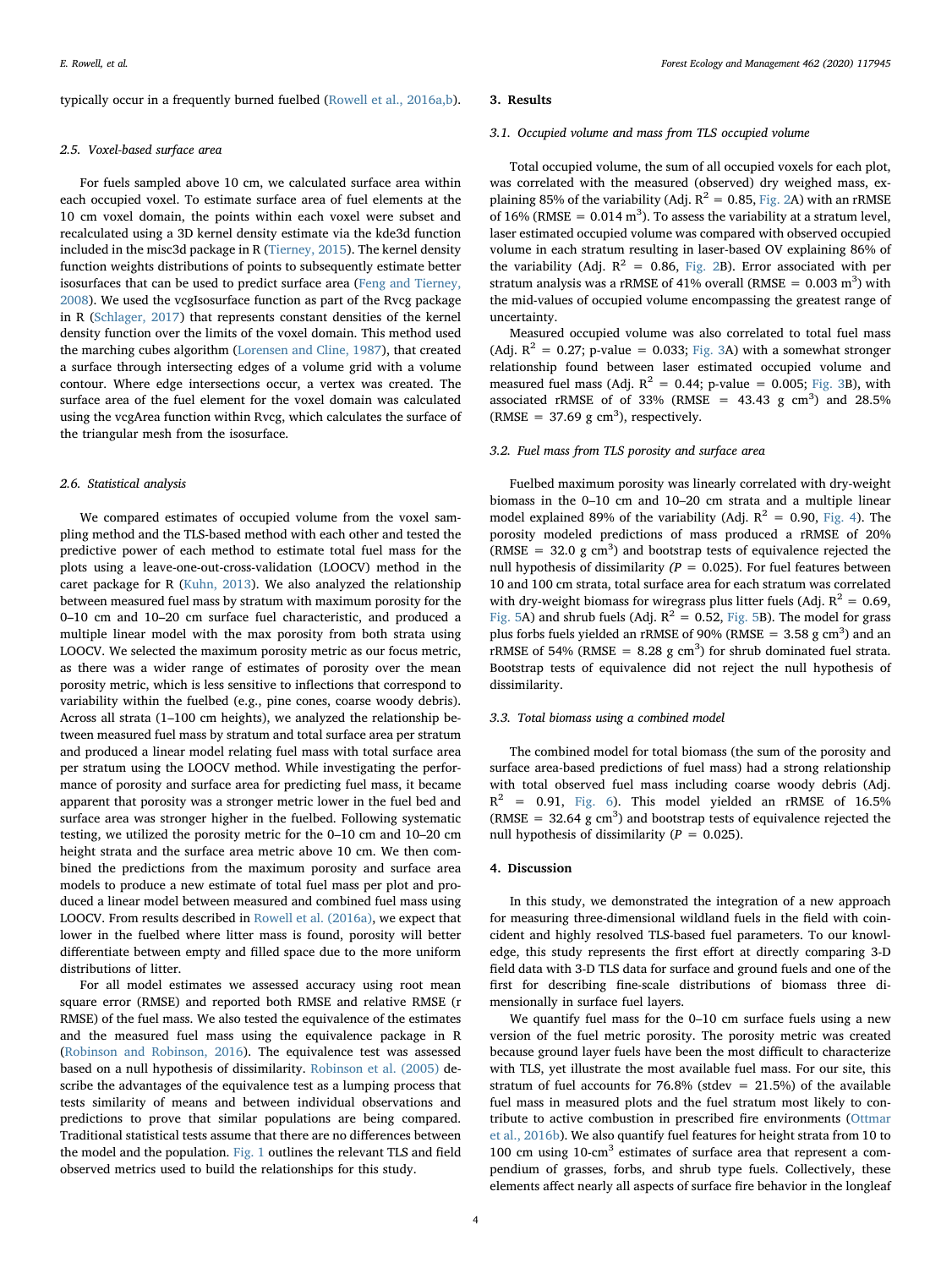typically occur in a frequently burned fuelbed (Rowell et al., 2016a,b).

### 2.5. Voxel-based surface area

For fuels sampled above 10 cm, we calculated surface area within each occupied voxel. To estimate surface area of fuel elements at the 10 cm voxel domain, the points within each voxel were subset and recalculated using a 3D kernel density estimate via the kde3d function included in the misc3d package in R (Tierney, 2015). The kernel density function weights distributions of points to subsequently estimate better isosurfaces that can be used to predict surface area (Feng and Tierney, 2008). We used the vcgIsosurface function as part of the Rvcg package in R (Schlager, 2017) that represents constant densities of the kernel density function over the limits of the voxel domain. This method used the marching cubes algorithm (Lorensen and Cline, 1987), that created a surface through intersecting edges of a volume grid with a volume contour. Where edge intersections occur, a vertex was created. The surface area of the fuel element for the voxel domain was calculated using the vcgArea function within Rvcg, which calculates the surface of the triangular mesh from the isosurface.

### 2.6. Statistical analysis

We compared estimates of occupied volume from the voxel sampling method and the TLS-based method with each other and tested the predictive power of each method to estimate total fuel mass for the plots using a leave-one-out-cross-validation (LOOCV) method in the caret package for R (Kuhn, 2013). We also analyzed the relationship between measured fuel mass by stratum with maximum porosity for the 0–10 cm and 10–20 cm surface fuel characteristic, and produced a multiple linear model with the max porosity from both strata using LOOCV. We selected the maximum porosity metric as our focus metric, as there was a wider range of estimates of porosity over the mean porosity metric, which is less sensitive to inflections that correspond to variability within the fuelbed (e.g., pine cones, coarse woody debris). Across all strata (1–100 cm heights), we analyzed the relationship between measured fuel mass by stratum and total surface area per stratum and produced a linear model relating fuel mass with total surface area per stratum using the LOOCV method. While investigating the performance of porosity and surface area for predicting fuel mass, it became apparent that porosity was a stronger metric lower in the fuel bed and surface area was stronger higher in the fuelbed. Following systematic testing, we utilized the porosity metric for the 0–10 cm and 10–20 cm height strata and the surface area metric above 10 cm. We then combined the predictions from the maximum porosity and surface area models to produce a new estimate of total fuel mass per plot and produced a linear model between measured and combined fuel mass using LOOCV. From results described in Rowell et al. (2016a), we expect that lower in the fuelbed where litter mass is found, porosity will better differentiate between empty and filled space due to the more uniform distributions of litter.

For all model estimates we assessed accuracy using root mean square error (RMSE) and reported both RMSE and relative RMSE (r RMSE) of the fuel mass. We also tested the equivalence of the estimates and the measured fuel mass using the equivalence package in R (Robinson and Robinson, 2016). The equivalence test was assessed based on a null hypothesis of dissimilarity. Robinson et al. (2005) describe the advantages of the equivalence test as a lumping process that tests similarity of means and between individual observations and predictions to prove that similar populations are being compared. Traditional statistical tests assume that there are no differences between the model and the population. Fig. 1 outlines the relevant TLS and field observed metrics used to build the relationships for this study.

## 3. Results

### 3.1. Occupied volume and mass from TLS occupied volume

Total occupied volume, the sum of all occupied voxels for each plot, was correlated with the measured (observed) dry weighed mass, explaining 85% of the variability (Adj. $R^2$ = 0.85, Fig. 2A) with an rRMSE of 16% (RMSE = 0.014 $m^3$). To assess the variability at a stratum level, laser estimated occupied volume was compared with observed occupied volume in each stratum resulting in laser-based OV explaining 86% of the variability (Adj. $R^2$ = 0.86, Fig. 2B). Error associated with per stratum analysis was a rRMSE of 41% overall (RMSE = 0.003 $m^3$) with the mid-values of occupied volume encompassing the greatest range of uncertainty.

Measured occupied volume was also correlated to total fuel mass (Adj. $R^2$ = 0.27; p-value = 0.033; Fig. 3A) with a somewhat stronger relationship found between laser estimated occupied volume and measured fuel mass (Adj. $R^2$ = 0.44; p-value = 0.005; Fig. 3B), with associated rRMSE of of 33% (RMSE = 43.43 g $cm^3$) and 28.5% (RMSE = 37.69 g $cm^3$), respectively.

### 3.2. Fuel mass from TLS porosity and surface area

Fuelbed maximum porosity was linearly correlated with dry-weight biomass in the 0–10 cm and 10–20 cm strata and a multiple linear model explained 89% of the variability (Adj. $R^2$ = 0.90, Fig. 4). The porosity modeled predictions of mass produced a rRMSE of 20% (RMSE = 32.0 g $cm^3$) and bootstrap tests of equivalence rejected the null hypothesis of dissimilarity (*P* = 0.025). For fuel features between 10 and 100 cm strata, total surface area for each stratum was correlated with dry-weight biomass for wiregrass plus litter fuels (Adj. $R^2$ = 0.69, Fig. 5A) and shrub fuels (Adj. $R^2$ = 0.52, Fig. 5B). The model for grass plus forbs fuels yielded an rRMSE of 90% (RMSE = 3.58 g $cm^3$) and an rRMSE of 54% (RMSE = 8.28 g $cm^3$) for shrub dominated fuel strata. Bootstrap tests of equivalence did not reject the null hypothesis of dissimilarity.

### 3.3. Total biomass using a combined model

The combined model for total biomass (the sum of the porosity and surface area-based predictions of fuel mass) had a strong relationship with total observed fuel mass including coarse woody debris (Adj. $R^2$ = 0.91, Fig. 6). This model yielded an rRMSE of 16.5% (RMSE = 32.64 g $cm^3$) and bootstrap tests of equivalence rejected the null hypothesis of dissimilarity (*P* = 0.025).

## 4. Discussion

In this study, we demonstrated the integration of a new approach for measuring three-dimensional wildland fuels in the field with coincident and highly resolved TLS-based fuel parameters. To our knowledge, this study represents the first effort at directly comparing 3-D field data with 3-D TLS data for surface and ground fuels and one of the first for describing fine-scale distributions of biomass three dimensionally in surface fuel layers.

We quantify fuel mass for the 0–10 cm surface fuels using a new version of the fuel metric porosity. The porosity metric was created because ground layer fuels have been the most difficult to characterize with TLS, yet illustrate the most available fuel mass. For our site, this stratum of fuel accounts for 76.8% (stdev = 21.5%) of the available fuel mass in measured plots and the fuel stratum most likely to contribute to active combustion in prescribed fire environments (Ottmar et al., 2016b). We also quantify fuel features for height strata from 10 to 100 cm using 10-$cm^3$ estimates of surface area that represent a compendium of grasses, forbs, and shrub type fuels. Collectively, these elements affect nearly all aspects of surface fire behavior in the longleaf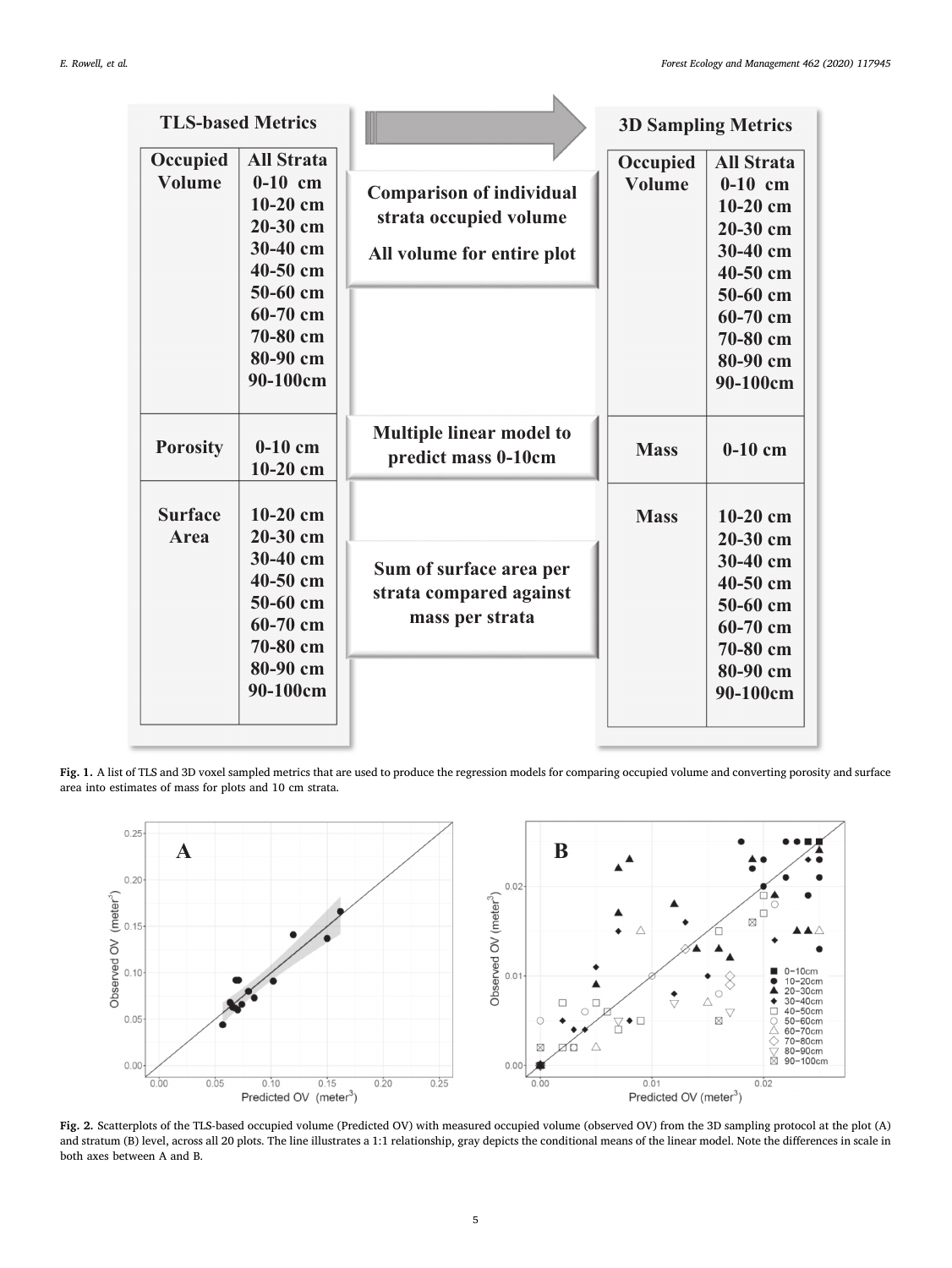**Fig. 1.** A list of TLS and 3D voxel sampled metrics that are used to produce the regression models for comparing occupied volume and converting porosity and surface area into estimates of mass for plots and 10 cm strata.

**Fig. 2.** Scatterplots of the TLS-based occupied volume (Predicted OV) with measured occupied volume (observed OV) from the 3D sampling protocol at the plot (A) and stratum (B) level, across all 20 plots. The line illustrates a 1:1 relationship, gray depicts the conditional means of the linear model. Note the differences in scale in both axes between A and B.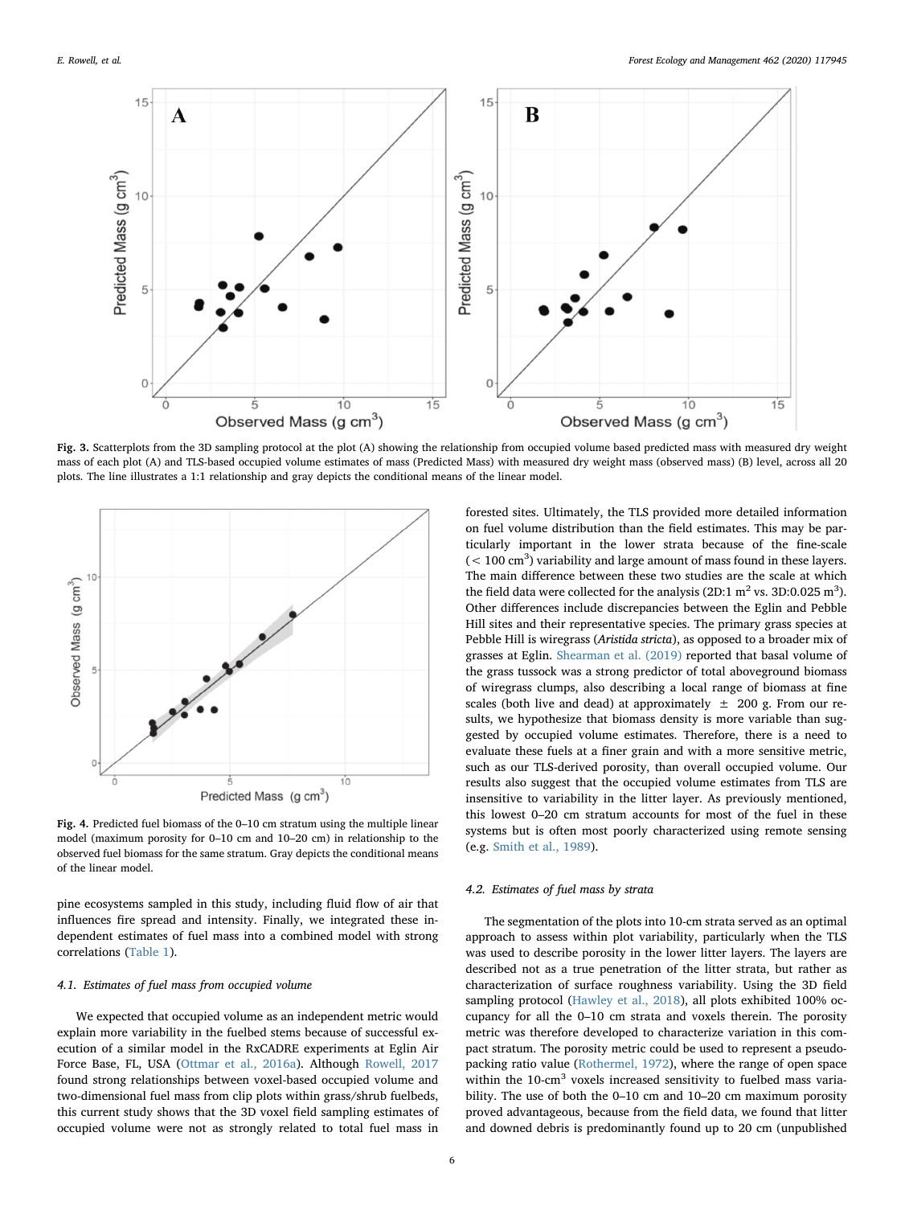Fig. 3. Scatterplots from the 3D sampling protocol at the plot (A) showing the relationship from occupied volume based predicted mass with measured dry weight mass of each plot (A) and TLS-based occupied volume estimates of mass (Predicted Mass) with measured dry weight mass (observed mass) (B) level, across all 20 plots. The line illustrates a 1:1 relationship and gray depicts the conditional means of the linear model.

Fig. 4. Predicted fuel biomass of the 0–10 cm stratum using the multiple linear model (maximum porosity for 0–10 cm and 10–20 cm) in relationship to the observed fuel biomass for the same stratum. Gray depicts the conditional means of the linear model.

pine ecosystems sampled in this study, including fluid flow of air that influences fire spread and intensity. Finally, we integrated these independent estimates of fuel mass into a combined model with strong correlations (Table 1).

### 4.1. Estimates of fuel mass from occupied volume

We expected that occupied volume as an independent metric would explain more variability in the fuelbed stems because of successful execution of a similar model in the RxCADRE experiments at Eglin Air Force Base, FL, USA (Ottmar et al., 2016a). Although Rowell, 2017 found strong relationships between voxel-based occupied volume and two-dimensional fuel mass from clip plots within grass/shrub fuelbeds, this current study shows that the 3D voxel field sampling estimates of occupied volume were not as strongly related to total fuel mass in forested sites. Ultimately, the TLS provided more detailed information on fuel volume distribution than the field estimates. This may be particularly important in the lower strata because of the fine-scale (< 100 cm$^3$) variability and large amount of mass found in these layers. The main difference between these two studies are the scale at which the field data were collected for the analysis (2D:1 m$^2$ vs. 3D:0.025 m$^3$). Other differences include discrepancies between the Eglin and Pebble Hill sites and their representative species. The primary grass species at Pebble Hill is wiregrass (*Aristida stricta*), as opposed to a broader mix of grasses at Eglin. Shearman et al. (2019) reported that basal volume of the grass tussock was a strong predictor of total aboveground biomass of wiregrass clumps, also describing a local range of biomass at fine scales (both live and dead) at approximately ± 200 g. From our results, we hypothesize that biomass density is more variable than suggested by occupied volume estimates. Therefore, there is a need to evaluate these fuels at a finer grain and with a more sensitive metric, such as our TLS-derived porosity, than overall occupied volume. Our results also suggest that the occupied volume estimates from TLS are insensitive to variability in the litter layer. As previously mentioned, this lowest 0–20 cm stratum accounts for most of the fuel in these systems but is often most poorly characterized using remote sensing (e.g. Smith et al., 1989).

### 4.2. Estimates of fuel mass by strata

The segmentation of the plots into 10-cm strata served as an optimal approach to assess within plot variability, particularly when the TLS was used to describe porosity in the lower litter layers. The layers are described not as a true penetration of the litter strata, but rather as characterization of surface roughness variability. Using the 3D field sampling protocol (Hawley et al., 2018), all plots exhibited 100% occupancy for all the 0–10 cm strata and voxels therein. The porosity metric was therefore developed to characterize variation in this compact stratum. The porosity metric could be used to represent a pseudo-packing ratio value (Rothermel, 1972), where the range of open space within the 10-cm$^3$ voxels increased sensitivity to fuelbed mass variability. The use of both the 0–10 cm and 10–20 cm maximum porosity proved advantageous, because from the field data, we found that litter and downed debris is predominantly found up to 20 cm (unpublished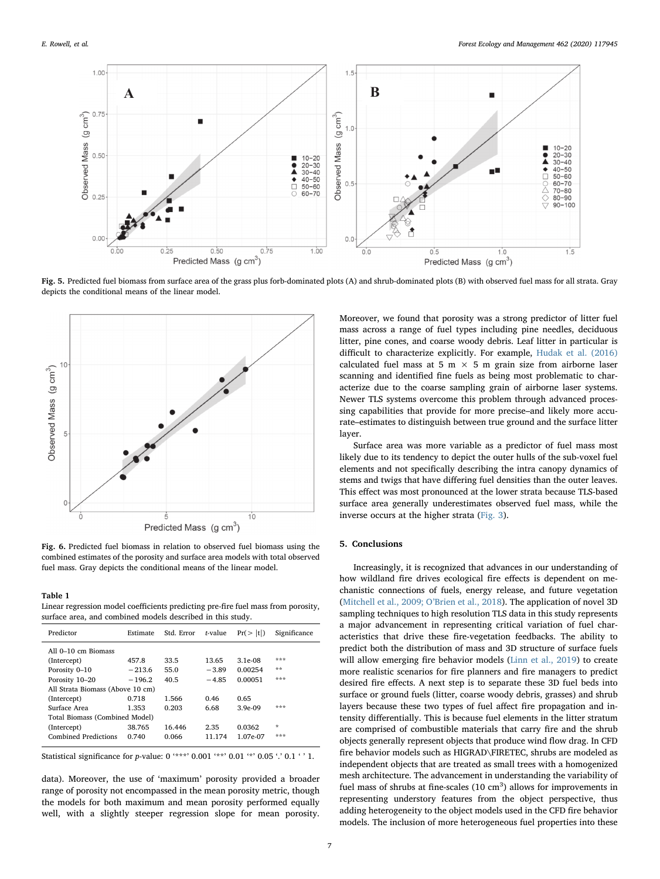Fig. 5. Predicted fuel biomass from surface area of the grass plus forb-dominated plots (A) and shrub-dominated plots (B) with observed fuel mass for all strata. Gray depicts the conditional means of the linear model.

Fig. 6. Predicted fuel biomass in relation to observed fuel biomass using the combined estimates of the porosity and surface area models with total observed fuel mass. Gray depicts the conditional means of the linear model.

**Table 1**
Linear regression model coefficients predicting pre-fire fuel mass from porosity, surface area, and combined models described in this study.

| Predictor | Estimate | Std. Error | *t*-value | Pr(> \|t\|) | Significance |
|---|---|---|---|---|---|
| All 0–10 cm Biomass | | | | | |
| (Intercept) | 457.8 | 33.5 | 13.65 | 3.1e-08 | *** |
| Porosity 0–10 | −213.6 | 55.0 | −3.89 | 0.00254 | ** |
| Porosity 10–20 | −196.2 | 40.5 | −4.85 | 0.00051 | *** |
| All Strata Biomass (Above 10 cm) | | | | | |
| (Intercept) | 0.718 | 1.566 | 0.46 | 0.65 | |
| Surface Area | 1.353 | 0.203 | 6.68 | 3.9e-09 | *** |
| Total Biomass (Combined Model) | | | | | |
| (Intercept) | 38.765 | 16.446 | 2.35 | 0.0362 | * |
| Combined Predictions | 0.740 | 0.066 | 11.174 | 1.07e-07 | *** |

Statistical significance for *p*-value: 0 '***' 0.001 '**' 0.01 '*' 0.05 '.' 0.1 ' ' 1.

data). Moreover, the use of 'maximum' porosity provided a broader range of porosity not encompassed in the mean porosity metric, though the models for both maximum and mean porosity performed equally well, with a slightly steeper regression slope for mean porosity. Moreover, we found that porosity was a strong predictor of litter fuel mass across a range of fuel types including pine needles, deciduous litter, pine cones, and coarse woody debris. Leaf litter in particular is difficult to characterize explicitly. For example, Hudak et al. (2016) calculated fuel mass at 5 m × 5 m grain size from airborne laser scanning and identified fine fuels as being most problematic to characterize due to the coarse sampling grain of airborne laser systems. Newer TLS systems overcome this problem through advanced processing capabilities that provide for more precise–and likely more accurate–estimates to distinguish between true ground and the surface litter layer.

Surface area was more variable as a predictor of fuel mass most likely due to its tendency to depict the outer hulls of the sub-voxel fuel elements and not specifically describing the intra canopy dynamics of stems and twigs that have differing fuel densities than the outer leaves. This effect was most pronounced at the lower strata because TLS-based surface area generally underestimates observed fuel mass, while the inverse occurs at the higher strata (Fig. 3).

## 5. Conclusions

Increasingly, it is recognized that advances in our understanding of how wildland fire drives ecological fire effects is dependent on mechanistic connections of fuels, energy release, and future vegetation (Mitchell et al., 2009; O'Brien et al., 2018). The application of novel 3D sampling techniques to high resolution TLS data in this study represents a major advancement in representing critical variation of fuel characteristics that drive these fire-vegetation feedbacks. The ability to predict both the distribution of mass and 3D structure of surface fuels will allow emerging fire behavior models (Linn et al., 2019) to create more realistic scenarios for fire planners and fire managers to predict desired fire effects. A next step is to separate these 3D fuel beds into surface or ground fuels (litter, coarse woody debris, grasses) and shrub layers because these two types of fuel affect fire propagation and intensity differentially. This is because fuel elements in the litter stratum are comprised of combustible materials that carry fire and the shrub objects generally represent objects that produce wind flow drag. In CFD fire behavior models such as HIGRAD\FIRETEC, shrubs are modeled as independent objects that are treated as small trees with a homogenized mesh architecture. The advancement in understanding the variability of fuel mass of shrubs at fine-scales (10 $cm^3$) allows for improvements in representing understory features from the object perspective, thus adding heterogeneity to the object models used in the CFD fire behavior models. The inclusion of more heterogeneous fuel properties into these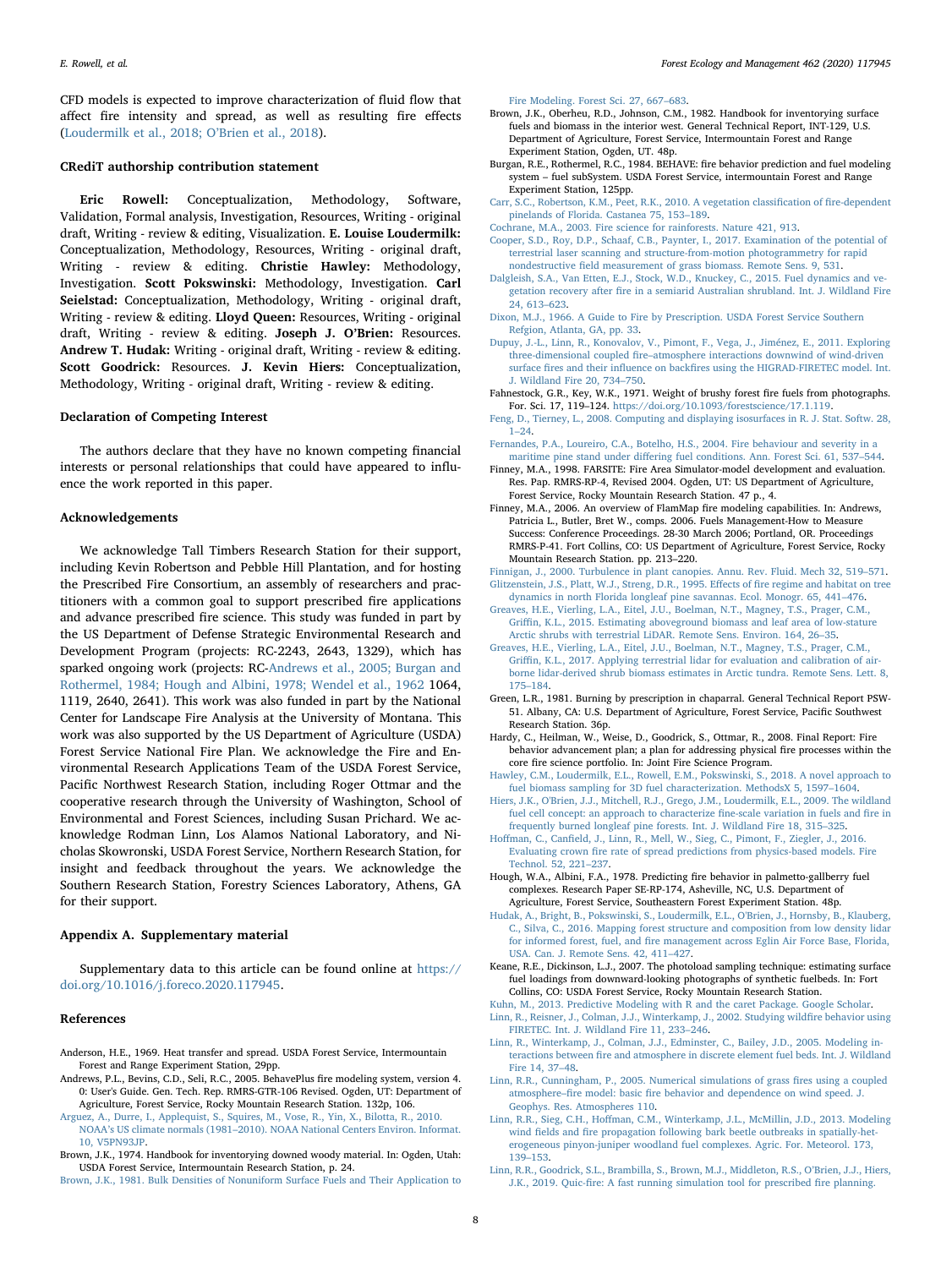CFD models is expected to improve characterization of fluid flow that affect fire intensity and spread, as well as resulting fire effects (Loudermilk et al., 2018; O'Brien et al., 2018).

## CRediT authorship contribution statement

**Eric Rowell:** Conceptualization, Methodology, Software, Validation, Formal analysis, Investigation, Resources, Writing - original draft, Writing - review & editing, Visualization. **E. Louise Loudermilk:** Conceptualization, Methodology, Resources, Writing - original draft, Writing - review & editing. **Christie Hawley:** Methodology, Investigation. **Scott Pokswinski:** Methodology, Investigation. **Carl Seielstad:** Conceptualization, Methodology, Writing - original draft, Writing - review & editing. **Lloyd Queen:** Resources, Writing - original draft, Writing - review & editing. **Joseph J. O'Brien:** Resources. **Andrew T. Hudak:** Writing - original draft, Writing - review & editing. **Scott Goodrick:** Resources. **J. Kevin Hiers:** Conceptualization, Methodology, Writing - original draft, Writing - review & editing.

## Declaration of Competing Interest

The authors declare that they have no known competing financial interests or personal relationships that could have appeared to influence the work reported in this paper.

## Acknowledgements

We acknowledge Tall Timbers Research Station for their support, including Kevin Robertson and Pebble Hill Plantation, and for hosting the Prescribed Fire Consortium, an assembly of researchers and practitioners with a common goal to support prescribed fire applications and advance prescribed fire science. This study was funded in part by the US Department of Defense Strategic Environmental Research and Development Program (projects: RC-2243, 2643, 1329), which has sparked ongoing work (projects: RC-Andrews et al., 2005; Burgan and Rothermel, 1984; Hough and Albini, 1978; Wendel et al., 1962 1064, 1119, 2640, 2641). This work was also funded in part by the National Center for Landscape Fire Analysis at the University of Montana. This work was also supported by the US Department of Agriculture (USDA) Forest Service National Fire Plan. We acknowledge the Fire and Environmental Research Applications Team of the USDA Forest Service, Pacific Northwest Research Station, including Roger Ottmar and the cooperative research through the University of Washington, School of Environmental and Forest Sciences, including Susan Prichard. We acknowledge Rodman Linn, Los Alamos National Laboratory, and Nicholas Skowronski, USDA Forest Service, Northern Research Station, for insight and feedback throughout the years. We acknowledge the Southern Research Station, Forestry Sciences Laboratory, Athens, GA for their support.

## Appendix A. Supplementary material

Supplementary data to this article can be found online at https://doi.org/10.1016/j.foreco.2020.117945.

## References

Anderson, H.E., 1969. Heat transfer and spread. USDA Forest Service, Intermountain Forest and Range Experiment Station, 29pp.

Andrews, P.L., Bevins, C.D., Seli, R.C., 2005. BehavePlus fire modeling system, version 4. 0: User's Guide. Gen. Tech. Rep. RMRS-GTR-106 Revised. Ogden, UT: Department of Agriculture, Forest Service, Rocky Mountain Research Station. 132p, 106.

Arguez, A., Durre, I., Applequist, S., Squires, M., Vose, R., Yin, X., Bilotta, R., 2010. NOAA's US climate normals (1981–2010). NOAA National Centers Environ. Informat. 10, V5PN93JP.

Brown, J.K., 1974. Handbook for inventorying downed woody material. In: Ogden, Utah: USDA Forest Service, Intermountain Research Station, p. 24.

Brown, J.K., 1981. Bulk Densities of Nonuniform Surface Fuels and Their Application to Fire Modeling. Forest Sci. 27, 667–683.

Brown, J.K., Oberheu, R.D., Johnson, C.M., 1982. Handbook for inventorying surface fuels and biomass in the interior west. General Technical Report, INT-129, U.S. Department of Agriculture, Forest Service, Intermountain Forest and Range Experiment Station, Ogden, UT. 48p.

Burgan, R.E., Rothermel, R.C., 1984. BEHAVE: fire behavior prediction and fuel modeling system – fuel subSystem. USDA Forest Service, intermountain Forest and Range Experiment Station, 125pp.

Carr, S.C., Robertson, K.M., Peet, R.K., 2010. A vegetation classification of fire-dependent pinelands of Florida. Castanea 75, 153–189.

Cochrane, M.A., 2003. Fire science for rainforests. Nature 421, 913.

Cooper, S.D., Roy, D.P., Schaaf, C.B., Paynter, I., 2017. Examination of the potential of terrestrial laser scanning and structure-from-motion photogrammetry for rapid nondestructive field measurement of grass biomass. Remote Sens. 9, 531.

Dalgleish, S.A., Van Etten, E.J., Stock, W.D., Knuckey, C., 2015. Fuel dynamics and vegetation recovery after fire in a semiarid Australian shrubland. Int. J. Wildland Fire 24, 613–623.

Dixon, M.J., 1966. A Guide to Fire by Prescription. USDA Forest Service Southern Refgion, Atlanta, GA, pp. 33.

Dupuy, J.-L., Linn, R., Konovalov, V., Pimont, F., Vega, J., Jiménez, E., 2011. Exploring three-dimensional coupled fire–atmosphere interactions downwind of wind-driven surface fires and their influence on backfires using the HIGRAD-FIRETEC model. Int. J. Wildland Fire 20, 734–750.

Fahnestock, G.R., Key, W.K., 1971. Weight of brushy forest fire fuels from photographs. For. Sci. 17, 119–124. https://doi.org/10.1093/forestscience/17.1.119.

Feng, D., Tierney, L., 2008. Computing and displaying isosurfaces in R. J. Stat. Softw. 28, 1–24.

Fernandes, P.A., Loureiro, C.A., Botelho, H.S., 2004. Fire behaviour and severity in a maritime pine stand under differing fuel conditions. Ann. Forest Sci. 61, 537–544.

Finney, M.A., 1998. FARSITE: Fire Area Simulator-model development and evaluation. Res. Pap. RMRS-RP-4, Revised 2004. Ogden, UT: US Department of Agriculture, Forest Service, Rocky Mountain Research Station. 47 p., 4.

Finney, M.A., 2006. An overview of FlamMap fire modeling capabilities. In: Andrews, Patricia L., Butler, Bret W., comps. 2006. Fuels Management-How to Measure Success: Conference Proceedings. 28-30 March 2006; Portland, OR. Proceedings RMRS-P-41. Fort Collins, CO: US Department of Agriculture, Forest Service, Rocky Mountain Research Station. pp. 213–220.

Finnigan, J., 2000. Turbulence in plant canopies. Annu. Rev. Fluid. Mech 32, 519–571.

Glitzenstein, J.S., Platt, W.J., Streng, D.R., 1995. Effects of fire regime and habitat on tree dynamics in north Florida longleaf pine savannas. Ecol. Monogr. 65, 441–476.

Greaves, H.E., Vierling, L.A., Eitel, J.U., Boelman, N.T., Magney, T.S., Prager, C.M., Griffin, K.L., 2015. Estimating aboveground biomass and leaf area of low-stature Arctic shrubs with terrestrial LiDAR. Remote Sens. Environ. 164, 26–35.

Greaves, H.E., Vierling, L.A., Eitel, J.U., Boelman, N.T., Magney, T.S., Prager, C.M., Griffin, K.L., 2017. Applying terrestrial lidar for evaluation and calibration of airborne lidar-derived shrub biomass estimates in Arctic tundra. Remote Sens. Lett. 8, 175–184.

Green, L.R., 1981. Burning by prescription in chaparral. General Technical Report PSW-51. Albany, CA: U.S. Department of Agriculture, Forest Service, Pacific Southwest Research Station. 36p.

Hardy, C., Heilman, W., Weise, D., Goodrick, S., Ottmar, R., 2008. Final Report: Fire behavior advancement plan; a plan for addressing physical fire processes within the core fire science portfolio. In: Joint Fire Science Program.

Hawley, C.M., Loudermilk, E.L., Rowell, E.M., Pokswinski, S., 2018. A novel approach to fuel biomass sampling for 3D fuel characterization. MethodsX 5, 1597–1604.

Hiers, J.K., O'Brien, J.J., Mitchell, R.J., Grego, J.M., Loudermilk, E.L., 2009. The wildland fuel cell concept: an approach to characterize fine-scale variation in fuels and fire in frequently burned longleaf pine forests. Int. J. Wildland Fire 18, 315–325.

Hoffman, C., Canfield, J., Linn, R., Mell, W., Sieg, C., Pimont, F., Ziegler, J., 2016. Evaluating crown fire rate of spread predictions from physics-based models. Fire Technol. 52, 221–237.

Hough, W.A., Albini, F.A., 1978. Predicting fire behavior in palmetto-gallberry fuel complexes. Research Paper SE-RP-174, Asheville, NC, U.S. Department of Agriculture, Forest Service, Southeastern Forest Experiment Station. 48p.

Hudak, A., Bright, B., Pokswinski, S., Loudermilk, E.L., O'Brien, J., Hornsby, B., Klauberg, C., Silva, C., 2016. Mapping forest structure and composition from low density lidar for informed forest, fuel, and fire management across Eglin Air Force Base, Florida, USA. Can. J. Remote Sens. 42, 411–427.

Keane, R.E., Dickinson, L.J., 2007. The photoload sampling technique: estimating surface fuel loadings from downward-looking photographs of synthetic fuelbeds. In: Fort Collins, CO: USDA Forest Service, Rocky Mountain Research Station.

Kuhn, M., 2013. Predictive Modeling with R and the caret Package. Google Scholar.

Linn, R., Reisner, J., Colman, J.J., Winterkamp, J., 2002. Studying wildfire behavior using FIRETEC. Int. J. Wildland Fire 11, 233–246.

Linn, R., Winterkamp, J., Colman, J.J., Edminster, C., Bailey, J.D., 2005. Modeling interactions between fire and atmosphere in discrete element fuel beds. Int. J. Wildland Fire 14, 37–48.

Linn, R.R., Cunningham, P., 2005. Numerical simulations of grass fires using a coupled atmosphere–fire model: basic fire behavior and dependence on wind speed. J. Geophys. Res. Atmospheres 110.

Linn, R.R., Sieg, C.H., Hoffman, C.M., Winterkamp, J.L., McMillin, J.D., 2013. Modeling wind fields and fire propagation following bark beetle outbreaks in spatially-heterogeneous pinyon-juniper woodland fuel complexes. Agric. For. Meteorol. 173, 139–153.

Linn, R.R., Goodrick, S.L., Brambilla, S., Brown, M.J., Middleton, R.S., O'Brien, J.J., Hiers, J.K., 2019. Quic-fire: A fast running simulation tool for prescribed fire planning.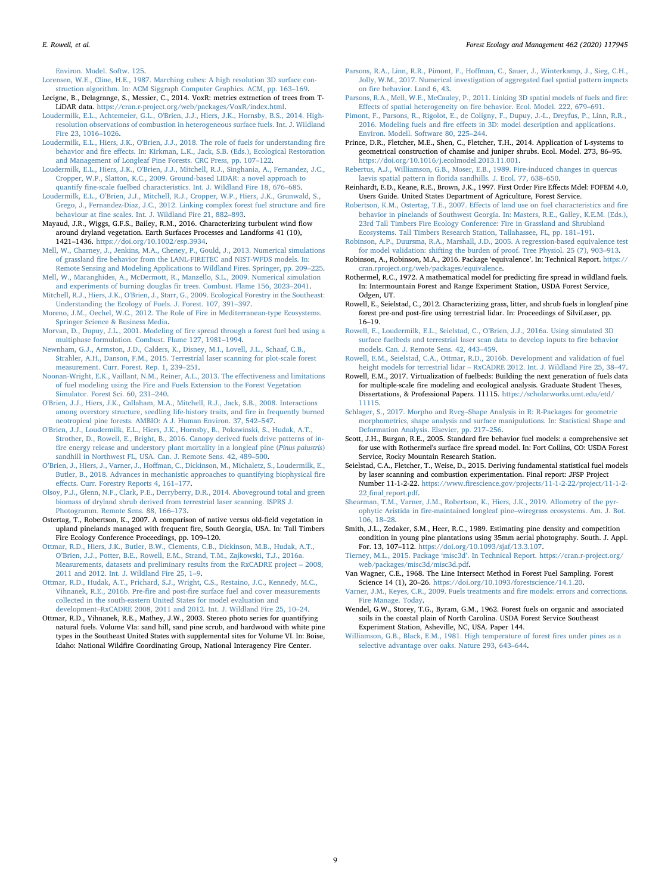Environ. Model. Softw. 125.

Lorensen, W.E., Cline, H.E., 1987. Marching cubes: A high resolution 3D surface construction algorithm. In: ACM Siggraph Computer Graphics. ACM, pp. 163–169.

Lecigne, B., Delagrange, S., Messier, C., 2014. VoxR: metrics extraction of trees from T-LiDAR data. https://cran.r-project.org/web/packages/VoxR/index.html.

Loudermilk, E.L., Achtemeier, G.L., O'Brien, J.J., Hiers, J.K., Hornsby, B.S., 2014. High-resolution observations of combustion in heterogeneous surface fuels. Int. J. Wildland Fire 23, 1016–1026.

Loudermilk, E.L., Hiers, J.K., O'Brien, J.J., 2018. The role of fuels for understanding fire behavior and fire effects. In: Kirkman, L.K., Jack, S.B. (Eds.), Ecological Restoration and Management of Longleaf Pine Forests. CRC Press, pp. 107–122.

Loudermilk, E.L., Hiers, J.K., O'Brien, J.J., Mitchell, R.J., Singhania, A., Fernandez, J.C., Cropper, W.P., Slatton, K.C., 2009. Ground-based LIDAR: a novel approach to quantify fine-scale fuelbed characteristics. Int. J. Wildland Fire 18, 676–685.

Loudermilk, E.L., O'Brien, J.J., Mitchell, R.J., Cropper, W.P., Hiers, J.K., Grunwald, S., Grego, J., Fernandez-Diaz, J.C., 2012. Linking complex forest fuel structure and fire behaviour at fine scales. Int. J. Wildland Fire 21, 882–893.

Mayaud, J.R., Wiggs, G.F.S., Bailey, R.M., 2016. Characterizing turbulent wind flow around dryland vegetation. Earth Surfaces Processes and Landforms 41 (10), 1421–1436. https://doi.org/10.1002/esp.3934.

Mell, W., Charney, J., Jenkins, M.A., Cheney, P., Gould, J., 2013. Numerical simulations of grassland fire behavior from the LANL-FIRETEC and NIST-WFDS models. In: Remote Sensing and Modeling Applications to Wildland Fires. Springer, pp. 209–225.

Mell, W., Maranghides, A., McDermott, R., Manzello, S.L., 2009. Numerical simulation and experiments of burning douglas fir trees. Combust. Flame 156, 2023–2041.

Mitchell, R.J., Hiers, J.K., O'Brien, J.J., Starr, G., 2009. Ecological Forestry in the Southeast: Understanding the Ecology of Fuels. J. Forest. 107, 391–397.

Moreno, J.M., Oechel, W.C., 2012. The Role of Fire in Mediterranean-type Ecosystems. Springer Science & Business Media.

Morvan, D., Dupuy, J.L., 2001. Modeling of fire spread through a forest fuel bed using a multiphase formulation. Combust. Flame 127, 1981–1994.

Newnham, G.J., Armston, J.D., Calders, K., Disney, M.I., Lovell, J.L., Schaaf, C.B., Strahler, A.H., Danson, F.M., 2015. Terrestrial laser scanning for plot-scale forest measurement. Curr. Forest. Rep. 1, 239–251.

Noonan-Wright, E.K., Vaillant, N.M., Reiner, A.L., 2013. The effectiveness and limitations of fuel modeling using the Fire and Fuels Extension to the Forest Vegetation Simulator. Forest Sci. 60, 231–240.

O'Brien, J.J., Hiers, J.K., Callaham, M.A., Mitchell, R.J., Jack, S.B., 2008. Interactions among overstory structure, seedling life-history traits, and fire in frequently burned neotropical pine forests. AMBIO: A J. Human Environ. 37, 542–547.

O'Brien, J.J., Loudermilk, E.L., Hiers, J.K., Hornsby, B., Pokswinski, S., Hudak, A.T., Strother, D., Rowell, E., Bright, B., 2016. Canopy derived fuels drive patterns of in-fire energy release and understory plant mortality in a longleaf pine (*Pinus palustris*) sandhill in Northwest FL, USA. Can. J. Remote Sens. 42, 489–500.

O'Brien, J., Hiers, J., Varner, J., Hoffman, C., Dickinson, M., Michaletz, S., Loudermilk, E., Butler, B., 2018. Advances in mechanistic approaches to quantifying biophysical fire effects. Curr. Forestry Reports 4, 161–177.

Olsoy, P.J., Glenn, N.F., Clark, P.E., Derryberry, D.R., 2014. Aboveground total and green biomass of dryland shrub derived from terrestrial laser scanning. ISPRS J. Photogramm. Remote Sens. 88, 166–173.

Ostertag, T., Robertson, K., 2007. A comparison of native versus old-field vegetation in upland pinelands managed with frequent fire, South Georgia, USA. In: Tall Timbers Fire Ecology Conference Proceedings, pp. 109–120.

Ottmar, R.D., Hiers, J.K., Butler, B.W., Clements, C.B., Dickinson, M.B., Hudak, A.T., O'Brien, J.J., Potter, B.E., Rowell, E.M., Strand, T.M., Zajkowski, T.J., 2016a. Measurements, datasets and preliminary results from the RxCADRE project – 2008, 2011 and 2012. Int. J. Wildland Fire 25, 1–9.

Ottmar, R.D., Hudak, A.T., Prichard, S.J., Wright, C.S., Restaino, J.C., Kennedy, M.C., Vihnanek, R.E., 2016b. Pre-fire and post-fire surface fuel and cover measurements collected in the south-eastern United States for model evaluation and development–RxCADRE 2008, 2011 and 2012. Int. J. Wildland Fire 25, 10–24.

Ottmar, R.D., Vihnanek, R.E., Mathey, J.W., 2003. Stereo photo series for quantifying natural fuels. Volume VIa: sand hill, sand pine scrub, and hardwood with white pine types in the Southeast United States with supplemental sites for Volume VI. In: Boise, Idaho: National Wildfire Coordinating Group, National Interagency Fire Center.

Parsons, R.A., Linn, R.R., Pimont, F., Hoffman, C., Sauer, J., Winterkamp, J., Sieg, C.H., Jolly, W.M., 2017. Numerical investigation of aggregated fuel spatial pattern impacts on fire behavior. Land 6, 43.

Parsons, R.A., Mell, W.E., McCauley, P., 2011. Linking 3D spatial models of fuels and fire: Effects of spatial heterogeneity on fire behavior. Ecol. Model. 222, 679–691.

Pimont, F., Parsons, R., Rigolot, E., de Coligny, F., Dupuy, J.-L., Dreyfus, P., Linn, R.R., 2016. Modeling fuels and fire effects in 3D: model description and applications. Environ. Modell. Software 80, 225–244.

Prince, D.R., Fletcher, M.E., Shen, C., Fletcher, T.H., 2014. Application of L-systems to geometrical construction of chamise and juniper shrubs. Ecol. Model. 273, 86–95. https://doi.org/10.1016/j.ecolmodel.2013.11.001.

Rebertus, A.J., Williamson, G.B., Moser, E.B., 1989. Fire-induced changes in quercus laevis spatial pattern in florida sandhills. J. Ecol. 77, 638–650.

Reinhardt, E.D., Keane, R.E., Brown, J.K., 1997. First Order Fire Effects Mdel: FOFEM 4.0, Users Guide. United States Department of Agriculture, Forest Service.

Robertson, K.M., Ostertag, T.E., 2007. Effects of land use on fuel characteristics and fire behavior in pinelands of Southwest Georgia. In: Masters, R.E., Galley, K.E.M. (Eds.), 23rd Tall Timbers Fire Ecology Conference: Fire in Grassland and Shrubland Ecosystems. Tall Timbers Research Station, Tallahassee, FL, pp. 181–191.

Robinson, A.P., Duursma, R.A., Marshall, J.D., 2005. A regression-based equivalence test for model validation: shifting the burden of proof. Tree Physiol. 25 (7), 903–913.

Robinson, A., Robinson, M.A., 2016. Package 'equivalence'. In: Technical Report. https://cran.rproject.org/web/packages/equivalence.

Rothermel, R.C., 1972. A mathematical model for predicting fire spread in wildland fuels. In: Intermountain Forest and Range Experiment Station, USDA Forest Service, Odgen, UT.

Rowell, E., Seielstad, C., 2012. Characterizing grass, litter, and shrub fuels in longleaf pine forest pre-and post-fire using terrestrial lidar. In: Proceedings of SilviLaser, pp. 16–19.

Rowell, E., Loudermilk, E.L., Seielstad, C., O'Brien, J.J., 2016a. Using simulated 3D surface fuelbeds and terrestrial laser scan data to develop inputs to fire behavior models. Can. J. Remote Sens. 42, 443–459.

Rowell, E.M., Seielstad, C.A., Ottmar, R.D., 2016b. Development and validation of fuel height models for terrestrial lidar – RxCADRE 2012. Int. J. Wildland Fire 25, 38–47.

Rowell, E.M., 2017. Virtualization of fuelbeds: Building the next generation of fuels data for multiple-scale fire modeling and ecological analysis. Graduate Student Theses, Dissertations, & Professional Papers. 11115. https://scholarworks.umt.edu/etd/11115.

Schlager, S., 2017. Morpho and Rvcg–Shape Analysis in R: R-Packages for geometric morphometrics, shape analysis and surface manipulations. In: Statistical Shape and Deformation Analysis. Elsevier, pp. 217–256.

Scott, J.H., Burgan, R.E., 2005. Standard fire behavior fuel models: a comprehensive set for use with Rothermel's surface fire spread model. In: Fort Collins, CO: USDA Forest Service, Rocky Mountain Research Station.

Seielstad, C.A., Fletcher, T., Weise, D., 2015. Deriving fundamental statistical fuel models by laser scanning and combustion experimentation. Final report: JFSP Project Number 11-1-2-22. https://www.firescience.gov/projects/11-1-2-22/project/11-1-2-22_final_report.pdf.

Shearman, T.M., Varner, J.M., Robertson, K., Hiers, J.K., 2019. Allometry of the pyrophytic Aristida in fire-maintained longleaf pine–wiregrass ecosystems. Am. J. Bot. 106, 18–28.

Smith, J.L., Zedaker, S.M., Heer, R.C., 1989. Estimating pine density and competition condition in young pine plantations using 35mm aerial photography. South. J. Appl. For. 13, 107–112. https://doi.org/10.1093/sjaf/13.3.107.

Tierney, M.L., 2015. Package 'misc3d'. In Technical Report. https://cran.r-project.org/web/packages/misc3d/misc3d.pdf.

Van Wagner, C.E., 1968. The Line Intersect Method in Forest Fuel Sampling. Forest Science 14 (1), 20–26. https://doi.org/10.1093/forestscience/14.1.20.

Varner, J.M., Keyes, C.R., 2009. Fuels treatments and fire models: errors and corrections. Fire Manage. Today.

Wendel, G.W., Storey, T.G., Byram, G.M., 1962. Forest fuels on organic and associated soils in the coastal plain of North Carolina. USDA Forest Service Southeast Experiment Station, Asheville, NC, USA. Paper 144.

Williamson, G.B., Black, E.M., 1981. High temperature of forest fires under pines as a selective advantage over oaks. Nature 293, 643–644.